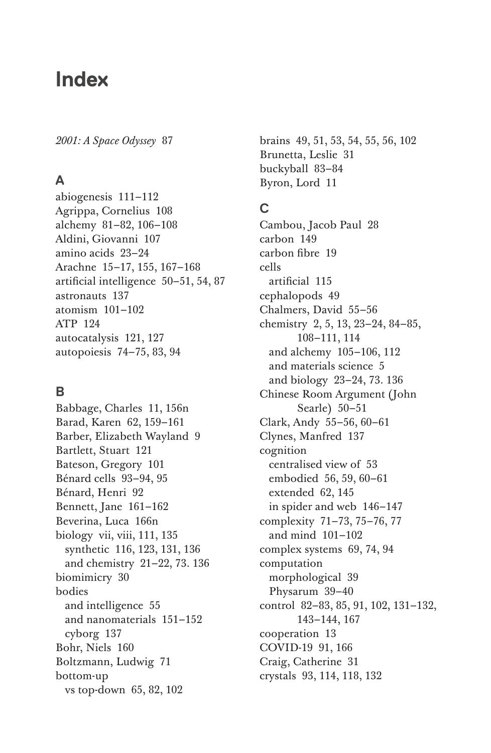# Index

*2001: A Space Odyssey* 87

## A

abiogenesis 111–112
Agrippa, Cornelius 108
alchemy 81–82, 106–108
Aldini, Giovanni 107
amino acids 23–24
Arachne 15–17, 155, 167–168
artificial intelligence 50–51, 54, 87
astronauts 137
atomism 101–102
ATP 124
autocatalysis 121, 127
autopoiesis 74–75, 83, 94

## B

Babbage, Charles 11, 156n
Barad, Karen 62, 159–161
Barber, Elizabeth Wayland 9
Bartlett, Stuart 121
Bateson, Gregory 101
Bénard cells 93–94, 95
Bénard, Henri 92
Bennett, Jane 161–162
Beverina, Luca 166n
biology vii, viii, 111, 135
  synthetic 116, 123, 131, 136
  and chemistry 21–22, 73. 136
biomimicry 30
bodies
  and intelligence 55
  and nanomaterials 151–152
  cyborg 137
Bohr, Niels 160
Boltzmann, Ludwig 71
bottom-up
  vs top-down 65, 82, 102
brains 49, 51, 53, 54, 55, 56, 102
Brunetta, Leslie 31
buckyball 83–84
Byron, Lord 11

## C

Cambou, Jacob Paul 28
carbon 149
carbon fibre 19
cells
  artificial 115
cephalopods 49
Chalmers, David 55–56
chemistry 2, 5, 13, 23–24, 84–85, 108–111, 114
  and alchemy 105–106, 112
  and materials science 5
  and biology 23–24, 73. 136
Chinese Room Argument (John Searle) 50–51
Clark, Andy 55–56, 60–61
Clynes, Manfred 137
cognition
  centralised view of 53
  embodied 56, 59, 60–61
  extended 62, 145
  in spider and web 146–147
complexity 71–73, 75–76, 77
  and mind 101–102
complex systems 69, 74, 94
computation
  morphological 39
  Physarum 39–40
control 82–83, 85, 91, 102, 131–132, 143–144, 167
cooperation 13
COVID-19 91, 166
Craig, Catherine 31
crystals 93, 114, 118, 132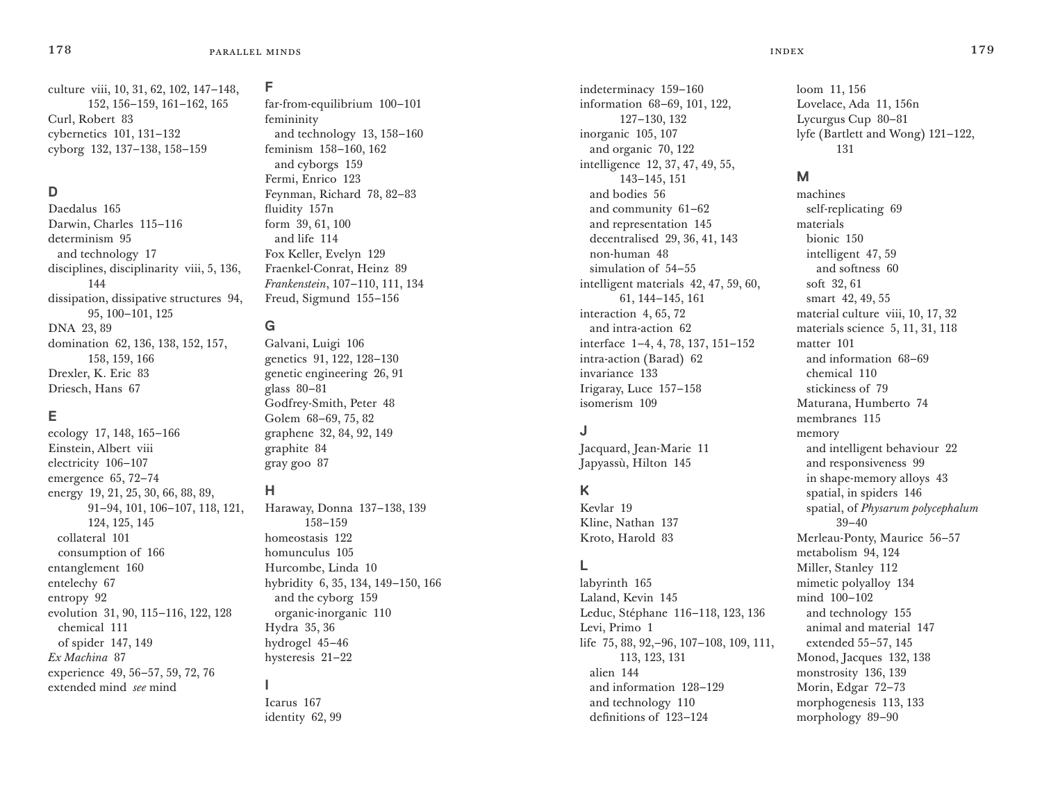culture viii, 10, 31, 62, 102, 147–148, 152, 156–159, 161–162, 165
Curl, Robert 83
cybernetics 101, 131–132
cyborg 132, 137–138, 158–159

## D

Daedalus 165
Darwin, Charles 115–116
determinism 95
  and technology 17
disciplines, disciplinarity viii, 5, 136, 144
dissipation, dissipative structures 94, 95, 100–101, 125
DNA 23, 89
domination 62, 136, 138, 152, 157, 158, 159, 166
Drexler, K. Eric 83
Driesch, Hans 67

## E

ecology 17, 148, 165–166
Einstein, Albert viii
electricity 106–107
emergence 65, 72–74
energy 19, 21, 25, 30, 66, 88, 89, 91–94, 101, 106–107, 118, 121, 124, 125, 145
  collateral 101
  consumption of 166
entanglement 160
entelechy 67
entropy 92
evolution 31, 90, 115–116, 122, 128
  chemical 111
  of spider 147, 149
*Ex Machina* 87
experience 49, 56–57, 59, 72, 76
extended mind *see* mind

## F

far-from-equilibrium 100–101
femininity
  and technology 13, 158–160
feminism 158–160, 162
  and cyborgs 159
Fermi, Enrico 123
Feynman, Richard 78, 82–83
fluidity 157n
form 39, 61, 100
  and life 114
Fox Keller, Evelyn 129
Fraenkel-Conrat, Heinz 89
*Frankenstein*, 107–110, 111, 134
Freud, Sigmund 155–156

## G

Galvani, Luigi 106
genetics 91, 122, 128–130
genetic engineering 26, 91
glass 80–81
Godfrey-Smith, Peter 48
Golem 68–69, 75, 82
graphene 32, 84, 92, 149
graphite 84
gray goo 87

## H

Haraway, Donna 137–138, 139 158–159
homeostasis 122
homunculus 105
Hurcombe, Linda 10
hybridity 6, 35, 134, 149–150, 166
  and the cyborg 159
  organic-inorganic 110
Hydra 35, 36
hydrogel 45–46
hysteresis 21–22

## I

Icarus 167
identity 62, 99
indeterminacy 159–160
information 68–69, 101, 122, 127–130, 132
inorganic 105, 107
  and organic 70, 122
intelligence 12, 37, 47, 49, 55, 143–145, 151
  and bodies 56
  and community 61–62
  and representation 145
  decentralised 29, 36, 41, 143
  non-human 48
  simulation of 54–55
intelligent materials 42, 47, 59, 60, 61, 144–145, 161
interaction 4, 65, 72
  and intra-action 62
interface 1–4, 4, 78, 137, 151–152
intra-action (Barad) 62
invariance 133
Irigaray, Luce 157–158
isomerism 109

## J

Jacquard, Jean-Marie 11
Japyassù, Hilton 145

## K

Kevlar 19
Kline, Nathan 137
Kroto, Harold 83

## L

labyrinth 165
Laland, Kevin 145
Leduc, Stéphane 116–118, 123, 136
Levi, Primo 1
life 75, 88, 92,–96, 107–108, 109, 111, 113, 123, 131
  alien 144
  and information 128–129
  and technology 110
  definitions of 123–124
loom 11, 156
Lovelace, Ada 11, 156n
Lycurgus Cup 80–81
lyfe (Bartlett and Wong) 121–122, 131

## M

machines
  self-replicating 69
materials
  bionic 150
  intelligent 47, 59
    and softness 60
  soft 32, 61
  smart 42, 49, 55
material culture viii, 10, 17, 32
materials science 5, 11, 31, 118
matter 101
  and information 68–69
  chemical 110
  stickiness of 79
Maturana, Humberto 74
membranes 115
memory
  and intelligent behaviour 22
  and responsiveness 99
  in shape-memory alloys 43
  spatial, in spiders 146
  spatial, of *Physarum polycephalum* 39–40
Merleau-Ponty, Maurice 56–57
metabolism 94, 124
Miller, Stanley 112
mimetic polyalloy 134
mind 100–102
  and technology 155
  animal and material 147
  extended 55–57, 145
Monod, Jacques 132, 138
monstrosity 136, 139
Morin, Edgar 72–73
morphogenesis 113, 133
morphology 89–90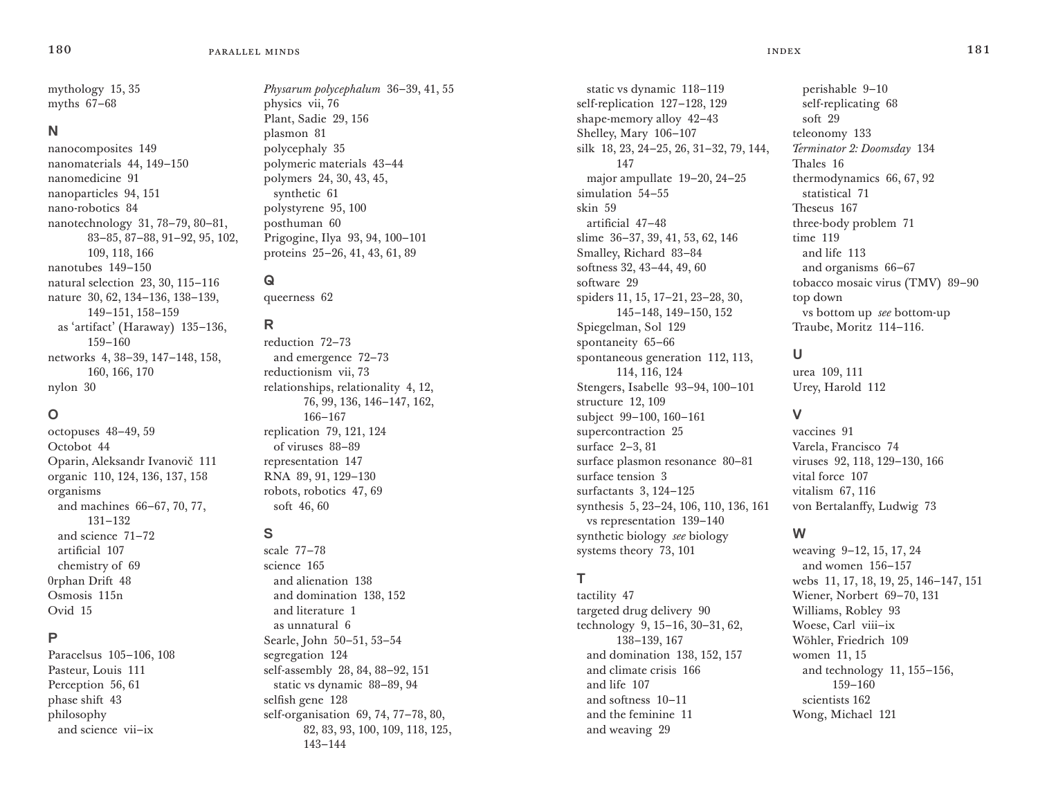mythology 15, 35
myths 67–68

## N

nanocomposites 149
nanomaterials 44, 149–150
nanomedicine 91
nanoparticles 94, 151
nano-robotics 84
nanotechnology 31, 78–79, 80–81, 83–85, 87–88, 91–92, 95, 102, 109, 118, 166
nanotubes 149–150
natural selection 23, 30, 115–116
nature 30, 62, 134–136, 138–139, 149–151, 158–159
  as 'artifact' (Haraway) 135–136, 159–160
networks 4, 38–39, 147–148, 158, 160, 166, 170
nylon 30

## O

octopuses 48–49, 59
Octobot 44
Oparin, Aleksandr Ivanovič 111
organic 110, 124, 136, 137, 158
organisms
  and machines 66–67, 70, 77, 131–132
  and science 71–72
  artificial 107
  chemistry of 69
0rphan Drift 48
Osmosis 115n
Ovid 15

## P

Paracelsus 105–106, 108
Pasteur, Louis 111
Perception 56, 61
phase shift 43
philosophy
  and science vii–ix
*Physarum polycephalum* 36–39, 41, 55
physics vii, 76
Plant, Sadie 29, 156
plasmon 81
polycephaly 35
polymeric materials 43–44
polymers 24, 30, 43, 45,
  synthetic 61
polystyrene 95, 100
posthuman 60
Prigogine, Ilya 93, 94, 100–101
proteins 25–26, 41, 43, 61, 89

## Q

queerness 62

## R

reduction 72–73
  and emergence 72–73
reductionism vii, 73
relationships, relationality 4, 12, 76, 99, 136, 146–147, 162, 166–167
replication 79, 121, 124
  of viruses 88–89
representation 147
RNA 89, 91, 129–130
robots, robotics 47, 69
  soft 46, 60

## S

scale 77–78
science 165
  and alienation 138
  and domination 138, 152
  and literature 1
  as unnatural 6
Searle, John 50–51, 53–54
segregation 124
self-assembly 28, 84, 88–92, 151
  static vs dynamic 88–89, 94
selfish gene 128
self-organisation 69, 74, 77–78, 80, 82, 83, 93, 100, 109, 118, 125, 143–144
  static vs dynamic 118–119
self-replication 127–128, 129
shape-memory alloy 42–43
Shelley, Mary 106–107
silk 18, 23, 24–25, 26, 31–32, 79, 144, 147
  major ampullate 19–20, 24–25
simulation 54–55
skin 59
  artificial 47–48
slime 36–37, 39, 41, 53, 62, 146
Smalley, Richard 83–84
softness 32, 43–44, 49, 60
software 29
spiders 11, 15, 17–21, 23–28, 30, 145–148, 149–150, 152
Spiegelman, Sol 129
spontaneity 65–66
spontaneous generation 112, 113, 114, 116, 124
Stengers, Isabelle 93–94, 100–101
structure 12, 109
subject 99–100, 160–161
supercontraction 25
surface 2–3, 81
surface plasmon resonance 80–81
surface tension 3
surfactants 3, 124–125
synthesis 5, 23–24, 106, 110, 136, 161
  vs representation 139–140
synthetic biology *see* biology
systems theory 73, 101

## T

tactility 47
targeted drug delivery 90
technology 9, 15–16, 30–31, 62, 138–139, 167
  and domination 138, 152, 157
  and climate crisis 166
  and life 107
  and softness 10–11
  and the feminine 11
  and weaving 29
  perishable 9–10
  self-replicating 68
  soft 29
teleonomy 133
*Terminator 2: Doomsday* 134
Thales 16
thermodynamics 66, 67, 92
  statistical 71
Theseus 167
three-body problem 71
time 119
  and life 113
  and organisms 66–67
tobacco mosaic virus (TMV) 89–90
top down
  vs bottom up *see* bottom-up
Traube, Moritz 114–116.

## U

urea 109, 111
Urey, Harold 112

## V

vaccines 91
Varela, Francisco 74
viruses 92, 118, 129–130, 166
vital force 107
vitalism 67, 116
von Bertalanffy, Ludwig 73

## W

weaving 9–12, 15, 17, 24
  and women 156–157
webs 11, 17, 18, 19, 25, 146–147, 151
Wiener, Norbert 69–70, 131
Williams, Robley 93
Woese, Carl viii–ix
Wöhler, Friedrich 109
women 11, 15
  and technology 11, 155–156, 159–160
  scientists 162
Wong, Michael 121